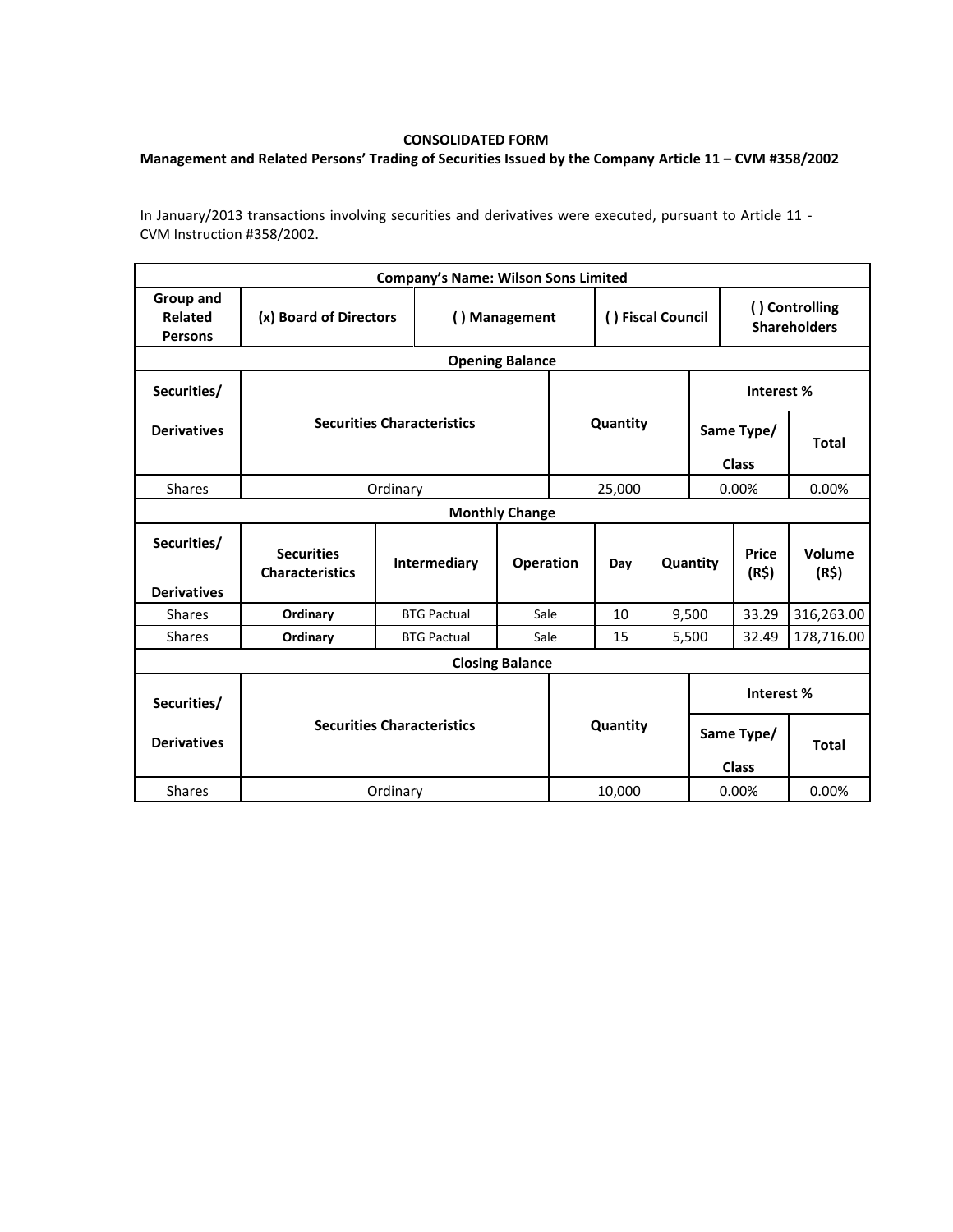**CONSOLIDATED FORM**

**Management and Related Persons' Trading of Securities Issued by the Company Article 11 – CVM #358/2002**

In January/2013 transactions involving securities and derivatives were executed, pursuant to Article 11 - CVM Instruction #358/2002.

| **Company's Name: Wilson Sons Limited** | | | | | | | | |
|---|---|---|---|---|---|---|---|---|
| **Group and Related Persons** | **(x) Board of Directors** | | **( ) Management** | | **( ) Fiscal Council** | | **( ) Controlling Shareholders** | |
| **Opening Balance** | | | | | | | | |
| **Securities/ Derivatives** | **Securities Characteristics** | | | **Quantity** | | **Interest %** | | |
| | | | | | | **Same Type/ Class** | | **Total** |
| Shares | Ordinary | | | 25,000 | | 0.00% | | 0.00% |
| **Monthly Change** | | | | | | | | |
| **Securities/ Derivatives** | **Securities Characteristics** | **Intermediary** | **Operation** | **Day** | **Quantity** | | **Price (R$)** | **Volume (R$)** |
| Shares | **Ordinary** | BTG Pactual | Sale | 10 | 9,500 | | 33.29 | 316,263.00 |
| Shares | **Ordinary** | BTG Pactual | Sale | 15 | 5,500 | | 32.49 | 178,716.00 |
| **Closing Balance** | | | | | | | | |
| **Securities/ Derivatives** | **Securities Characteristics** | | | **Quantity** | | **Interest %** | | |
| | | | | | | **Same Type/ Class** | | **Total** |
| Shares | Ordinary | | | 10,000 | | 0.00% | | 0.00% |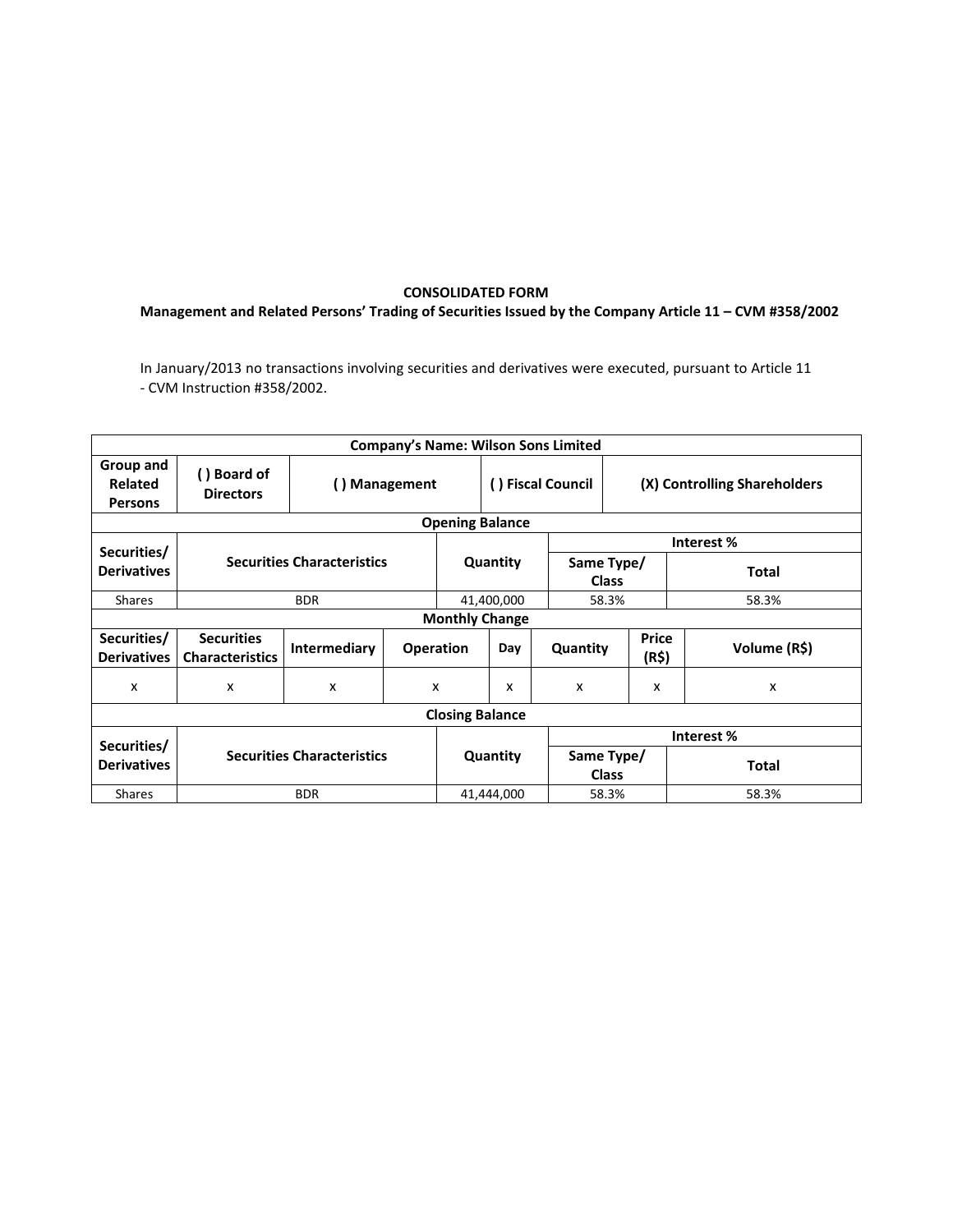**CONSOLIDATED FORM**

**Management and Related Persons' Trading of Securities Issued by the Company Article 11 – CVM #358/2002**

In January/2013 no transactions involving securities and derivatives were executed, pursuant to Article 11 - CVM Instruction #358/2002.

| **Company's Name: Wilson Sons Limited** | | | | | | | |
|---|---|---|---|---|---|---|---|
| **Group and Related Persons** | **( ) Board of Directors** | **( ) Management** | | **( ) Fiscal Council** | | **(X) Controlling Shareholders** | |
| **Opening Balance** | | | | | | | |
| **Securities/ Derivatives** | **Securities Characteristics** | | | **Quantity** | | **Interest %** | |
| | | | | | | **Same Type/ Class** | **Total** |
| Shares | BDR | | | 41,400,000 | | 58.3% | 58.3% |
| **Monthly Change** | | | | | | | |
| **Securities/ Derivatives** | **Securities Characteristics** | **Intermediary** | **Operation** | **Day** | **Quantity** | **Price (R$)** | **Volume (R$)** |
| x | x | x | x | x | x | x | x |
| **Closing Balance** | | | | | | | |
| **Securities/ Derivatives** | **Securities Characteristics** | | | **Quantity** | | **Interest %** | |
| | | | | | | **Same Type/ Class** | **Total** |
| Shares | BDR | | | 41,444,000 | | 58.3% | 58.3% |